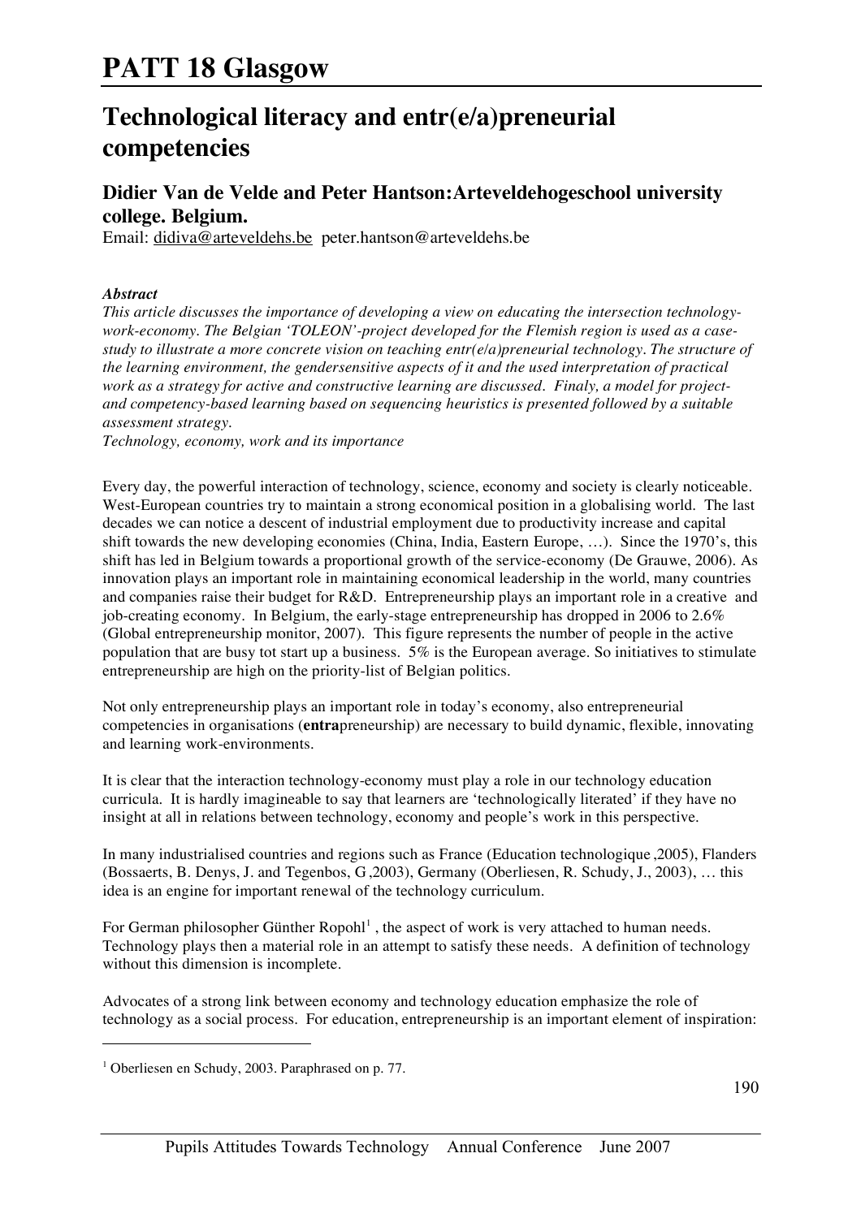# PATT 18 Glasgow

## Technological literacy and entr(e/a)preneurial competencies

### Didier Van de Velde and Peter Hantson:Arteveldehogeschool university college. Belgium.

Email: didiva@arteveldehs.be peter.hantson@arteveldehs.be

***Abstract***

*This article discusses the importance of developing a view on educating the intersection technology-work-economy. The Belgian 'TOLEON'-project developed for the Flemish region is used as a case-study to illustrate a more concrete vision on teaching entr(e/a)preneurial technology. The structure of the learning environment, the gendersensitive aspects of it and the used interpretation of practical work as a strategy for active and constructive learning are discussed. Finaly, a model for project- and competency-based learning based on sequencing heuristics is presented followed by a suitable assessment strategy.*

*Technology, economy, work and its importance*

Every day, the powerful interaction of technology, science, economy and society is clearly noticeable. West-European countries try to maintain a strong economical position in a globalising world. The last decades we can notice a descent of industrial employment due to productivity increase and capital shift towards the new developing economies (China, India, Eastern Europe, …). Since the 1970's, this shift has led in Belgium towards a proportional growth of the service-economy (De Grauwe, 2006). As innovation plays an important role in maintaining economical leadership in the world, many countries and companies raise their budget for R&D. Entrepreneurship plays an important role in a creative and job-creating economy. In Belgium, the early-stage entrepreneurship has dropped in 2006 to 2.6% (Global entrepreneurship monitor, 2007). This figure represents the number of people in the active population that are busy tot start up a business. 5% is the European average. So initiatives to stimulate entrepreneurship are high on the priority-list of Belgian politics.

Not only entrepreneurship plays an important role in today's economy, also entrepreneurial competencies in organisations (**entra**preneurship) are necessary to build dynamic, flexible, innovating and learning work-environments.

It is clear that the interaction technology-economy must play a role in our technology education curricula. It is hardly imagineable to say that learners are 'technologically literated' if they have no insight at all in relations between technology, economy and people's work in this perspective.

In many industrialised countries and regions such as France (Education technologique ,2005), Flanders (Bossaerts, B. Denys, J. and Tegenbos, G ,2003), Germany (Oberliesen, R. Schudy, J., 2003), … this idea is an engine for important renewal of the technology curriculum.

For German philosopher Günther Ropohl[1] , the aspect of work is very attached to human needs. Technology plays then a material role in an attempt to satisfy these needs. A definition of technology without this dimension is incomplete.

Advocates of a strong link between economy and technology education emphasize the role of technology as a social process. For education, entrepreneurship is an important element of inspiration:

[1] Oberliesen en Schudy, 2003. Paraphrased on p. 77.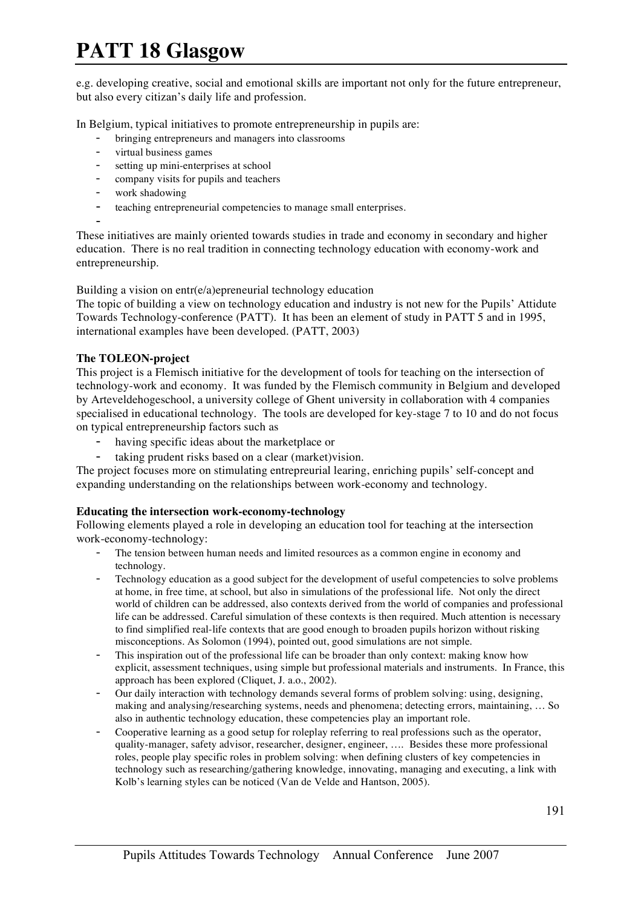e.g. developing creative, social and emotional skills are important not only for the future entrepreneur, but also every citizan's daily life and profession.

In Belgium, typical initiatives to promote entrepreneurship in pupils are:

- bringing entrepreneurs and managers into classrooms
- virtual business games
- setting up mini-enterprises at school
- company visits for pupils and teachers
- work shadowing
- teaching entrepreneurial competencies to manage small enterprises.
-

These initiatives are mainly oriented towards studies in trade and economy in secondary and higher education. There is no real tradition in connecting technology education with economy-work and entrepreneurship.

Building a vision on entr(e/a)epreneurial technology education

The topic of building a view on technology education and industry is not new for the Pupils' Attidute Towards Technology-conference (PATT). It has been an element of study in PATT 5 and in 1995, international examples have been developed. (PATT, 2003)

**The TOLEON-project**

This project is a Flemisch initiative for the development of tools for teaching on the intersection of technology-work and economy. It was funded by the Flemisch community in Belgium and developed by Arteveldehogeschool, a university college of Ghent university in collaboration with 4 companies specialised in educational technology. The tools are developed for key-stage 7 to 10 and do not focus on typical entrepreneurship factors such as

- having specific ideas about the marketplace or
- taking prudent risks based on a clear (market)vision.

The project focuses more on stimulating entrepreurial learing, enriching pupils' self-concept and expanding understanding on the relationships between work-economy and technology.

**Educating the intersection work-economy-technology**

Following elements played a role in developing an education tool for teaching at the intersection work-economy-technology:

- The tension between human needs and limited resources as a common engine in economy and technology.
- Technology education as a good subject for the development of useful competencies to solve problems at home, in free time, at school, but also in simulations of the professional life. Not only the direct world of children can be addressed, also contexts derived from the world of companies and professional life can be addressed. Careful simulation of these contexts is then required. Much attention is necessary to find simplified real-life contexts that are good enough to broaden pupils horizon without risking misconceptions. As Solomon (1994), pointed out, good simulations are not simple.
- This inspiration out of the professional life can be broader than only context: making know how explicit, assessment techniques, using simple but professional materials and instruments. In France, this approach has been explored (Cliquet, J. a.o., 2002).
- Our daily interaction with technology demands several forms of problem solving: using, designing, making and analysing/researching systems, needs and phenomena; detecting errors, maintaining, … So also in authentic technology education, these competencies play an important role.
- Cooperative learning as a good setup for roleplay referring to real professions such as the operator, quality-manager, safety advisor, researcher, designer, engineer, …. Besides these more professional roles, people play specific roles in problem solving: when defining clusters of key competencies in technology such as researching/gathering knowledge, innovating, managing and executing, a link with Kolb's learning styles can be noticed (Van de Velde and Hantson, 2005).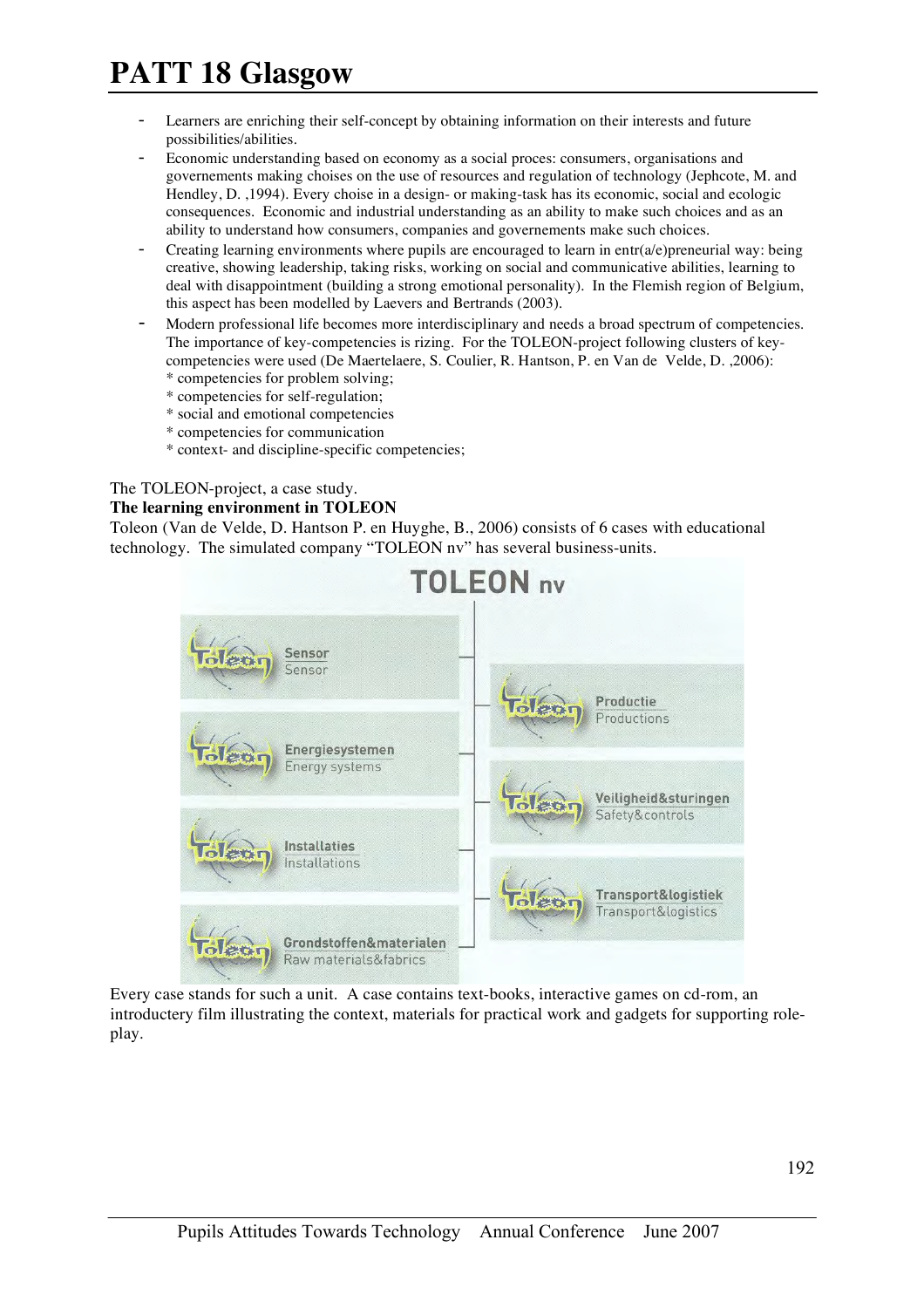- Learners are enriching their self-concept by obtaining information on their interests and future possibilities/abilities.
- Economic understanding based on economy as a social proces: consumers, organisations and governements making choises on the use of resources and regulation of technology (Jephcote, M. and Hendley, D. ,1994). Every choise in a design- or making-task has its economic, social and ecologic consequences. Economic and industrial understanding as an ability to make such choices and as an ability to understand how consumers, companies and governements make such choices.
- Creating learning environments where pupils are encouraged to learn in entr(a/e)preneurial way: being creative, showing leadership, taking risks, working on social and communicative abilities, learning to deal with disappointment (building a strong emotional personality). In the Flemish region of Belgium, this aspect has been modelled by Laevers and Bertrands (2003).
- Modern professional life becomes more interdisciplinary and needs a broad spectrum of competencies. The importance of key-competencies is rizing. For the TOLEON-project following clusters of key-competencies were used (De Maertelaere, S. Coulier, R. Hantson, P. en Van de Velde, D. ,2006):
  * competencies for problem solving;
  * competencies for self-regulation;
  * social and emotional competencies
  * competencies for communication
  * context- and discipline-specific competencies;

The TOLEON-project, a case study.

**The learning environment in TOLEON**

Toleon (Van de Velde, D. Hantson P. en Huyghe, B., 2006) consists of 6 cases with educational technology. The simulated company "TOLEON nv" has several business-units.

TOLEON nv

- Sensor / Sensor
- Energiesystemen / Energy systems
- Installaties / Installations
- Grondstoffen&materialen / Raw materials&fabrics
- Productie / Productions
- Veiligheid&sturingen / Safety&controls
- Transport&logistiek / Transport&logistics

Every case stands for such a unit. A case contains text-books, interactive games on cd-rom, an introductery film illustrating the context, materials for practical work and gadgets for supporting role-play.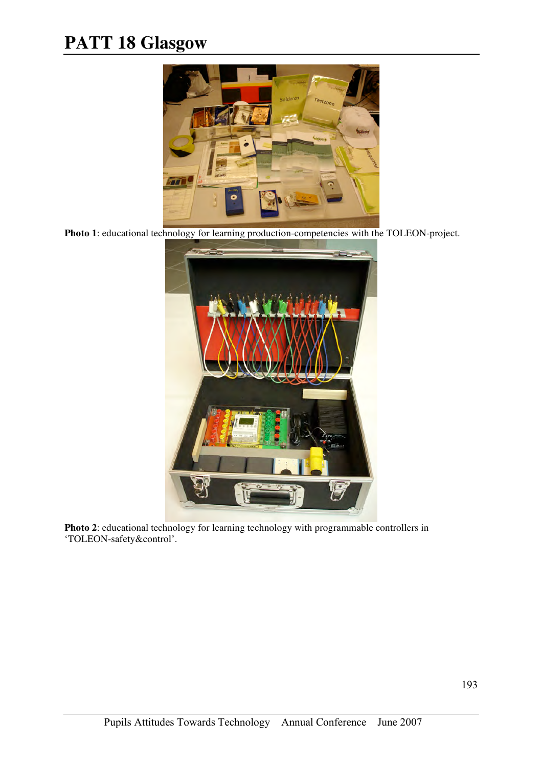**Photo 1**: educational technology for learning production-competencies with the TOLEON-project.

**Photo 2**: educational technology for learning technology with programmable controllers in 'TOLEON-safety&control'.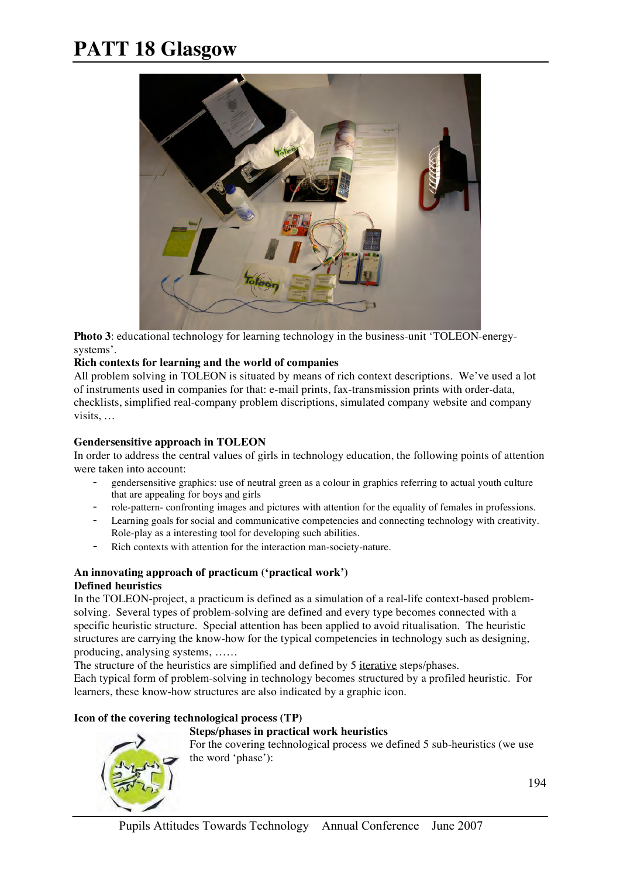**Photo 3**: educational technology for learning technology in the business-unit 'TOLEON-energy-systems'.

**Rich contexts for learning and the world of companies**

All problem solving in TOLEON is situated by means of rich context descriptions. We've used a lot of instruments used in companies for that: e-mail prints, fax-transmission prints with order-data, checklists, simplified real-company problem discriptions, simulated company website and company visits, …

**Gendersensitive approach in TOLEON**

In order to address the central values of girls in technology education, the following points of attention were taken into account:

- gendersensitive graphics: use of neutral green as a colour in graphics referring to actual youth culture that are appealing for boys and girls
- role-pattern- confronting images and pictures with attention for the equality of females in professions.
- Learning goals for social and communicative competencies and connecting technology with creativity. Role-play as a interesting tool for developing such abilities.
- Rich contexts with attention for the interaction man-society-nature.

**An innovating approach of practicum ('practical work')**

**Defined heuristics**

In the TOLEON-project, a practicum is defined as a simulation of a real-life context-based problem-solving. Several types of problem-solving are defined and every type becomes connected with a specific heuristic structure. Special attention has been applied to avoid ritualisation. The heuristic structures are carrying the know-how for the typical competencies in technology such as designing, producing, analysing systems, ……

The structure of the heuristics are simplified and defined by 5 iterative steps/phases.

Each typical form of problem-solving in technology becomes structured by a profiled heuristic. For learners, these know-how structures are also indicated by a graphic icon.

**Icon of the covering technological process (TP)**

**Steps/phases in practical work heuristics**

For the covering technological process we defined 5 sub-heuristics (we use the word 'phase'):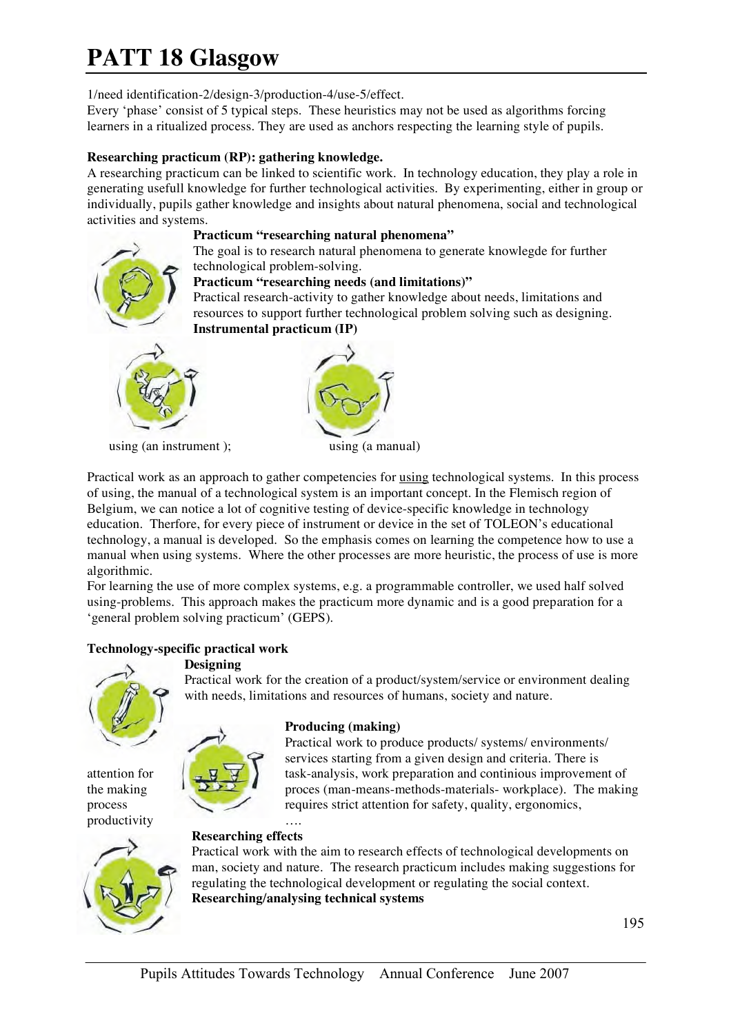1/need identification-2/design-3/production-4/use-5/effect.
Every 'phase' consist of 5 typical steps. These heuristics may not be used as algorithms forcing learners in a ritualized process. They are used as anchors respecting the learning style of pupils.

**Researching practicum (RP): gathering knowledge.**
A researching practicum can be linked to scientific work. In technology education, they play a role in generating usefull knowledge for further technological activities. By experimenting, either in group or individually, pupils gather knowledge and insights about natural phenomena, social and technological activities and systems.

**Practicum "researching natural phenomena"**
The goal is to research natural phenomena to generate knowlegde for further technological problem-solving.

**Practicum "researching needs (and limitations)"**
Practical research-activity to gather knowledge about needs, limitations and resources to support further technological problem solving such as designing.

**Instrumental practicum (IP)**

using (an instrument ); using (a manual)

Practical work as an approach to gather competencies for using technological systems. In this process of using, the manual of a technological system is an important concept. In the Flemisch region of Belgium, we can notice a lot of cognitive testing of device-specific knowledge in technology education. Therfore, for every piece of instrument or device in the set of TOLEON's educational technology, a manual is developed. So the emphasis comes on learning the competence how to use a manual when using systems. Where the other processes are more heuristic, the process of use is more algorithmic.
For learning the use of more complex systems, e.g. a programmable controller, we used half solved using-problems. This approach makes the practicum more dynamic and is a good preparation for a 'general problem solving practicum' (GEPS).

**Technology-specific practical work**

**Designing**
Practical work for the creation of a product/system/service or environment dealing with needs, limitations and resources of humans, society and nature.

**Producing (making)**
Practical work to produce products/ systems/ environments/ services starting from a given design and criteria. There is task-analysis, work preparation and continious improvement of proces (man-means-methods-materials- workplace). The making requires strict attention for safety, quality, ergonomics, ….

attention for the making process productivity

**Researching effects**
Practical work with the aim to research effects of technological developments on man, society and nature. The research practicum includes making suggestions for regulating the technological development or regulating the social context.

**Researching/analysing technical systems**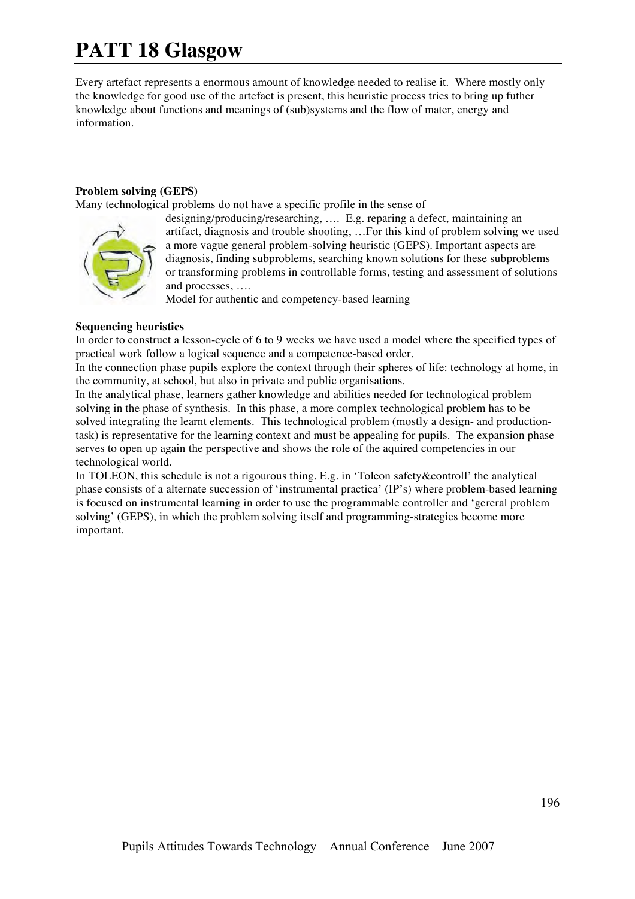Every artefact represents a enormous amount of knowledge needed to realise it. Where mostly only the knowledge for good use of the artefact is present, this heuristic process tries to bring up futher knowledge about functions and meanings of (sub)systems and the flow of mater, energy and information.

**Problem solving (GEPS)**

Many technological problems do not have a specific profile in the sense of designing/producing/researching, …. E.g. reparing a defect, maintaining an artifact, diagnosis and trouble shooting, …For this kind of problem solving we used a more vague general problem-solving heuristic (GEPS). Important aspects are diagnosis, finding subproblems, searching known solutions for these subproblems or transforming problems in controllable forms, testing and assessment of solutions and processes, ….

Model for authentic and competency-based learning

**Sequencing heuristics**

In order to construct a lesson-cycle of 6 to 9 weeks we have used a model where the specified types of practical work follow a logical sequence and a competence-based order.

In the connection phase pupils explore the context through their spheres of life: technology at home, in the community, at school, but also in private and public organisations.

In the analytical phase, learners gather knowledge and abilities needed for technological problem solving in the phase of synthesis. In this phase, a more complex technological problem has to be solved integrating the learnt elements. This technological problem (mostly a design- and production-task) is representative for the learning context and must be appealing for pupils. The expansion phase serves to open up again the perspective and shows the role of the aquired competencies in our technological world.

In TOLEON, this schedule is not a rigourous thing. E.g. in 'Toleon safety&controll' the analytical phase consists of a alternate succession of 'instrumental practica' (IP's) where problem-based learning is focused on instrumental learning in order to use the programmable controller and 'gereral problem solving' (GEPS), in which the problem solving itself and programming-strategies become more important.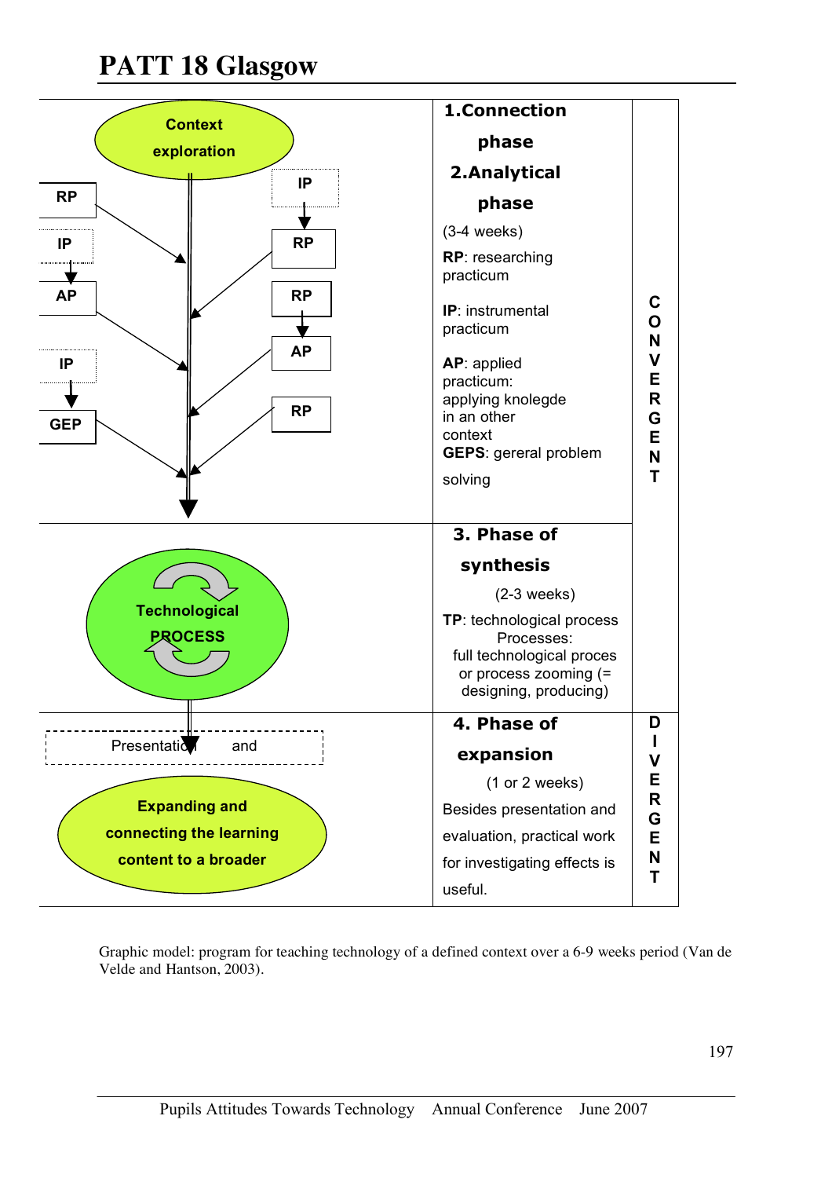| | | |
|---|---|---|
| Context exploration<br><br>RP<br>IP → AP<br>IP → GEP<br>IP → RP<br>RP → AP<br>RP | **1.Connection phase**<br>**2.Analytical phase**<br>(3-4 weeks)<br>**RP**: researching practicum<br>**IP**: instrumental practicum<br>**AP**: applied practicum: applying knolegde in an other context<br>**GEPS**: gereral problem solving | **CONVERGENT** |
| Technological PROCESS | **3. Phase of synthesis**<br>(2-3 weeks)<br>**TP**: technological process Processes: full technological proces or process zooming (= designing, producing) | |
| Presentation and<br><br>Expanding and connecting the learning content to a broader | **4. Phase of expansion**<br>(1 or 2 weeks)<br>Besides presentation and evaluation, practical work for investigating effects is useful. | **DIVERGENT** |

Graphic model: program for teaching technology of a defined context over a 6-9 weeks period (Van de Velde and Hantson, 2003).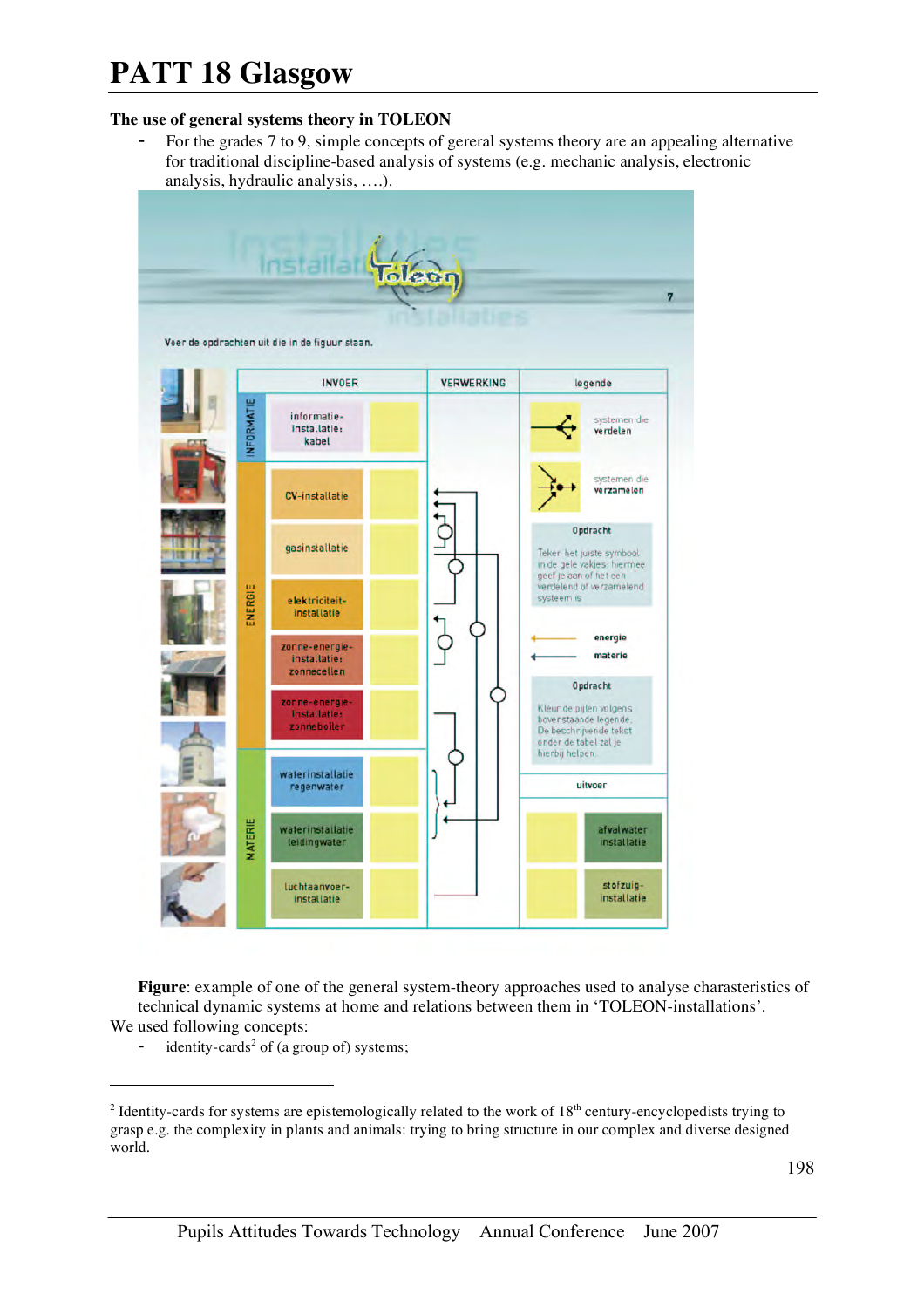## The use of general systems theory in TOLEON

- For the grades 7 to 9, simple concepts of gereral systems theory are an appealing alternative for traditional discipline-based analysis of systems (e.g. mechanic analysis, electronic analysis, hydraulic analysis, ….).

**Figure**: example of one of the general system-theory approaches used to analyse charasteristics of technical dynamic systems at home and relations between them in 'TOLEON-installations'.

We used following concepts:

- identity-cards[2] of (a group of) systems;

---

[2] Identity-cards for systems are epistemologically related to the work of 18th century-encyclopedists trying to grasp e.g. the complexity in plants and animals: trying to bring structure in our complex and diverse designed world.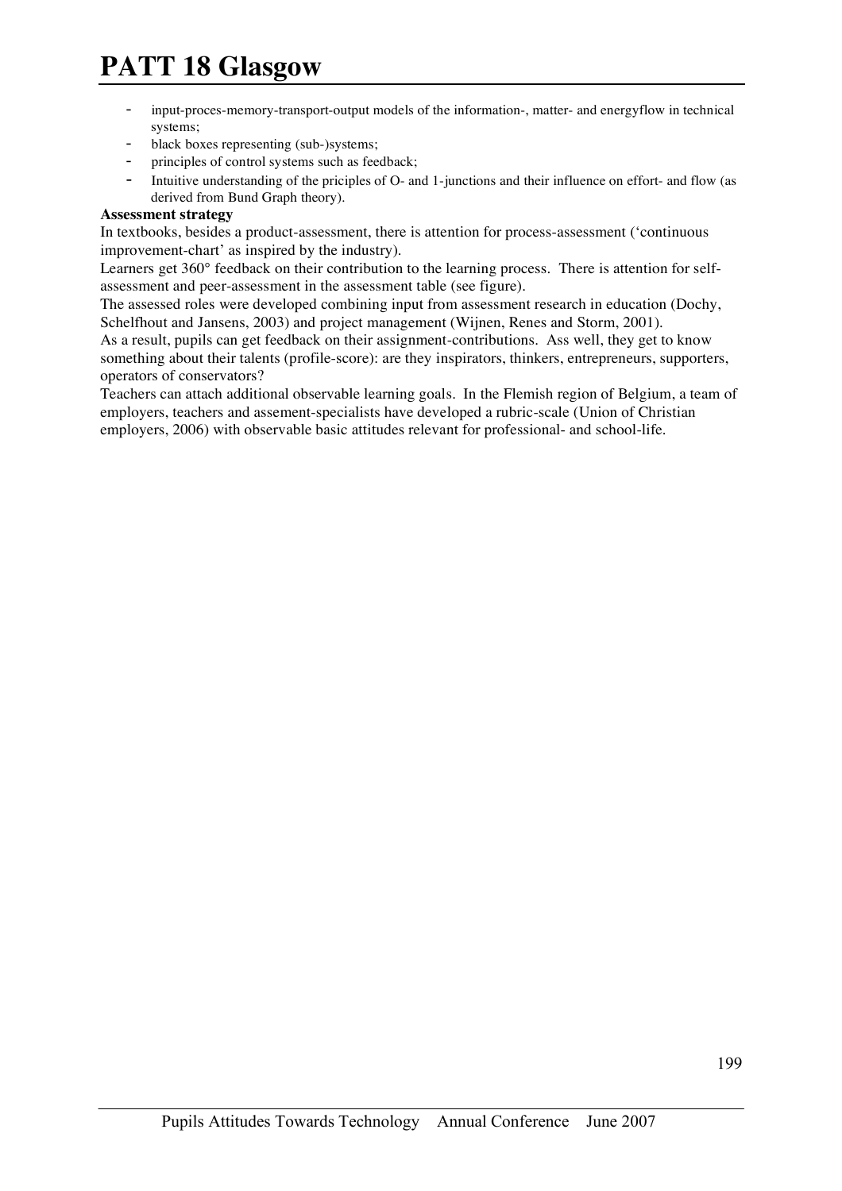- input-proces-memory-transport-output models of the information-, matter- and energyflow in technical systems;
- black boxes representing (sub-)systems;
- principles of control systems such as feedback;
- Intuitive understanding of the priciples of O- and 1-junctions and their influence on effort- and flow (as derived from Bund Graph theory).

**Assessment strategy**

In textbooks, besides a product-assessment, there is attention for process-assessment ('continuous improvement-chart' as inspired by the industry).

Learners get 360° feedback on their contribution to the learning process. There is attention for self-assessment and peer-assessment in the assessment table (see figure).

The assessed roles were developed combining input from assessment research in education (Dochy, Schelfhout and Jansens, 2003) and project management (Wijnen, Renes and Storm, 2001).

As a result, pupils can get feedback on their assignment-contributions. Ass well, they get to know something about their talents (profile-score): are they inspirators, thinkers, entrepreneurs, supporters, operators of conservators?

Teachers can attach additional observable learning goals. In the Flemish region of Belgium, a team of employers, teachers and assement-specialists have developed a rubric-scale (Union of Christian employers, 2006) with observable basic attitudes relevant for professional- and school-life.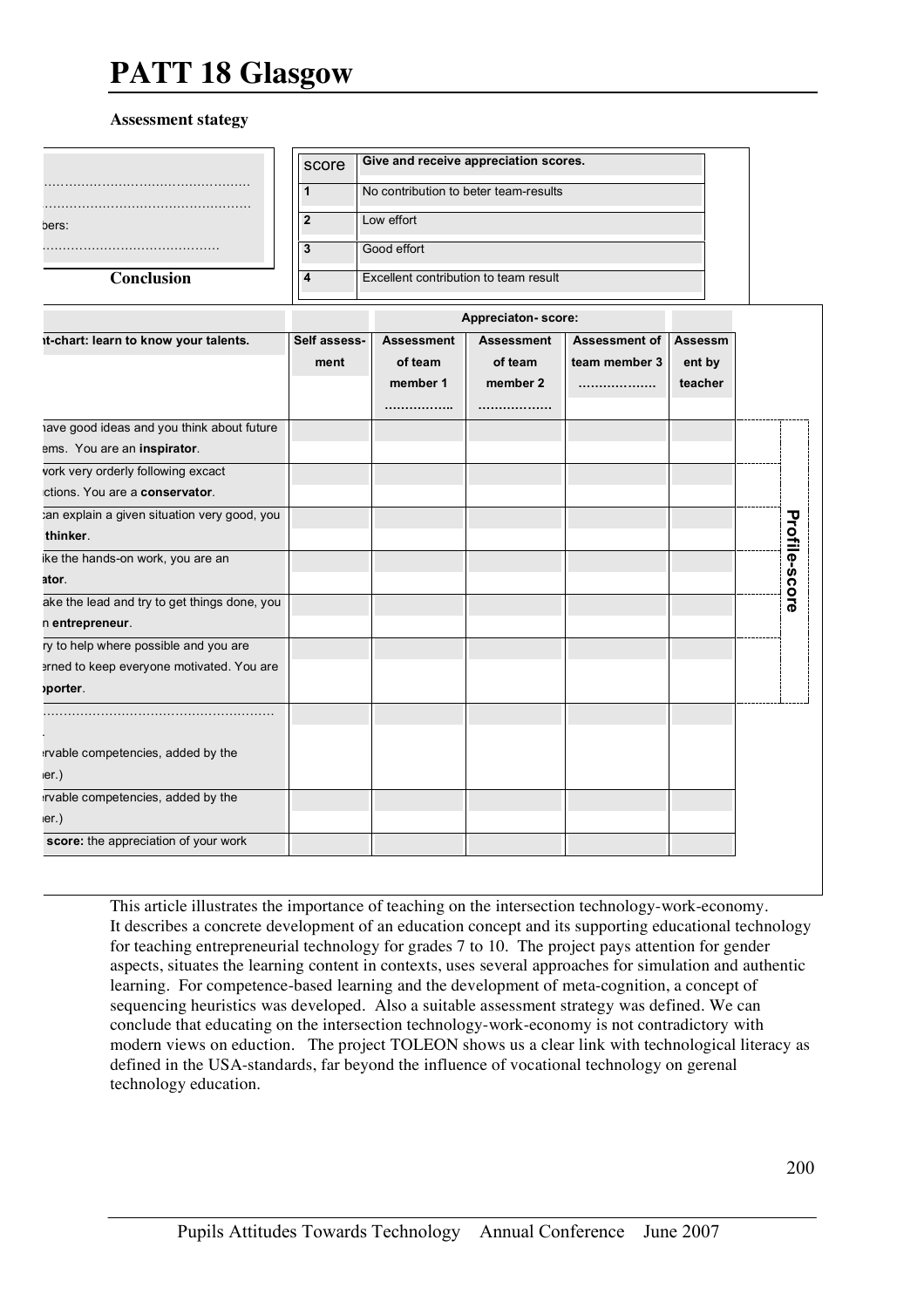**Assessment stategy**

| |
|---|
| ………………………………………… |
| ………………………………………… |
| bers: |
| …………………………………… |

| score | Give and receive appreciation scores. |
|---|---|
| 1 | No contribution to beter team-results |
| 2 | Low effort |
| 3 | Good effort |
| 4 | Excellent contribution to team result |

| nt-chart: learn to know your talents. | Self assess-ment | Appreciaton- score: Assessment of team member 1 …………….. | Assessment of team member 2 ……………. | Assessment of team member 3 ………………. | Assessment by teacher | Profile-score |
|---|---|---|---|---|---|---|
| nave good ideas and you think about future ems. You are an **inspirator**. | | | | | | |
| work very orderly following excact ctions. You are a **conservator**. | | | | | | |
| can explain a given situation very good, you **thinker**. | | | | | | |
| ike the hands-on work, you are an **ator**. | | | | | | |
| ake the lead and try to get things done, you n **entrepreneur**. | | | | | | |
| ry to help where possible and you are erned to keep everyone motivated. You are **pporter**. | | | | | | |
| ……………………………………………… . ervable competencies, added by the ner.) | | | | | | |
| ervable competencies, added by the ner.) | | | | | | |
| **score:** the appreciation of your work | | | | | | |

## Conclusion

This article illustrates the importance of teaching on the intersection technology-work-economy. It describes a concrete development of an education concept and its supporting educational technology for teaching entrepreneurial technology for grades 7 to 10. The project pays attention for gender aspects, situates the learning content in contexts, uses several approaches for simulation and authentic learning. For competence-based learning and the development of meta-cognition, a concept of sequencing heuristics was developed. Also a suitable assessment strategy was defined. We can conclude that educating on the intersection technology-work-economy is not contradictory with modern views on eduction. The project TOLEON shows us a clear link with technological literacy as defined in the USA-standards, far beyond the influence of vocational technology on gerenal technology education.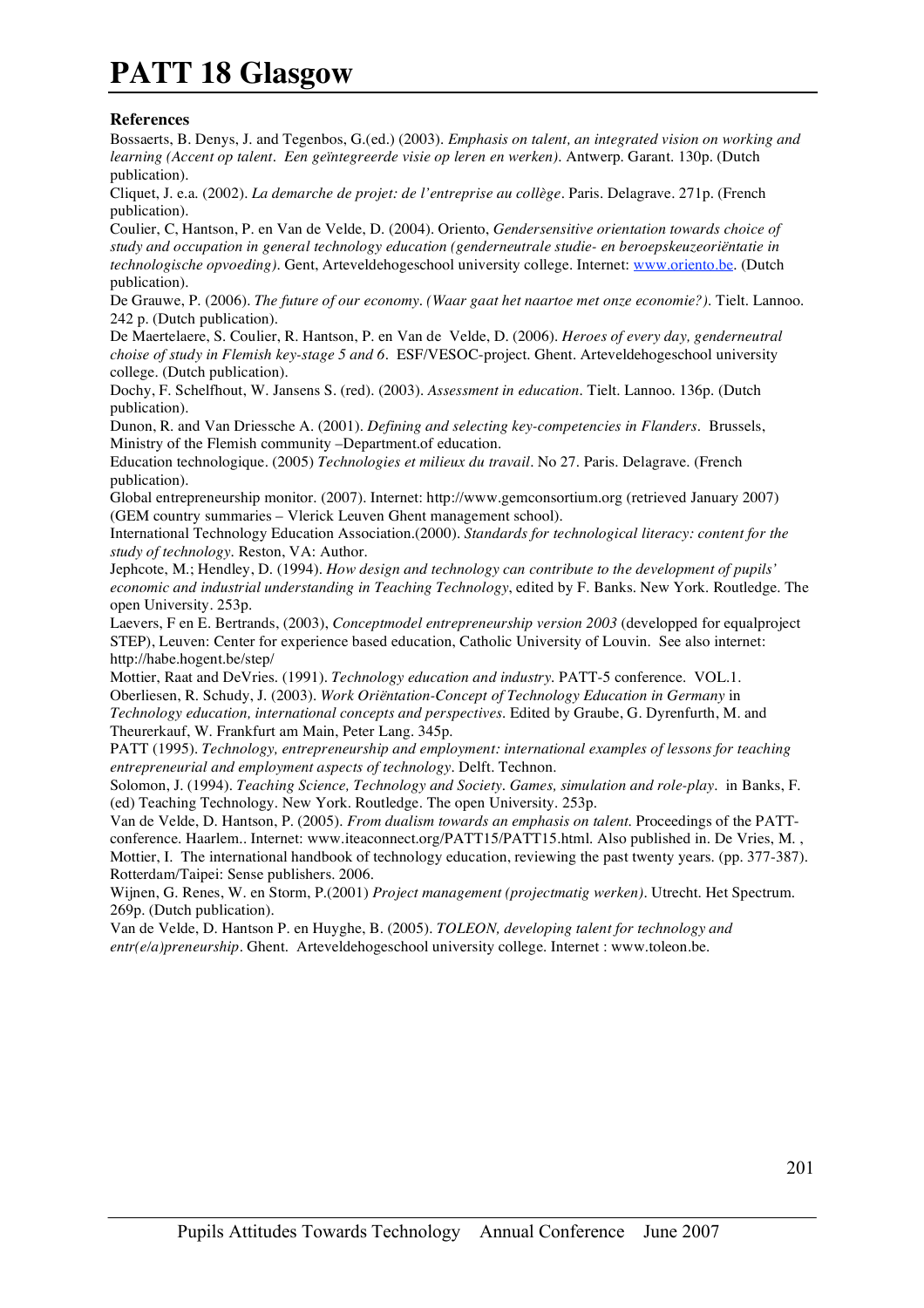### References

Bossaerts, B. Denys, J. and Tegenbos, G.(ed.) (2003). *Emphasis on talent, an integrated vision on working and learning (Accent op talent. Een geïntegreerde visie op leren en werken)*. Antwerp. Garant. 130p. (Dutch publication).

Cliquet, J. e.a. (2002). *La demarche de projet: de l'entreprise au collège*. Paris. Delagrave. 271p. (French publication).

Coulier, C, Hantson, P. en Van de Velde, D. (2004). Oriento, *Gendersensitive orientation towards choice of study and occupation in general technology education (genderneutrale studie- en beroepskeuzeoriëntatie in technologische opvoeding)*. Gent, Arteveldehogeschool university college. Internet: www.oriento.be. (Dutch publication).

De Grauwe, P. (2006). *The future of our economy. (Waar gaat het naartoe met onze economie?)*. Tielt. Lannoo. 242 p. (Dutch publication).

De Maertelaere, S. Coulier, R. Hantson, P. en Van de Velde, D. (2006). *Heroes of every day, genderneutral choise of study in Flemish key-stage 5 and 6*. ESF/VESOC-project. Ghent. Arteveldehogeschool university college. (Dutch publication).

Dochy, F. Schelfhout, W. Jansens S. (red). (2003). *Assessment in education*. Tielt. Lannoo. 136p. (Dutch publication).

Dunon, R. and Van Driessche A. (2001). *Defining and selecting key-competencies in Flanders*. Brussels, Ministry of the Flemish community –Department.of education.

Education technologique. (2005) *Technologies et milieux du travail*. No 27. Paris. Delagrave. (French publication).

Global entrepreneurship monitor. (2007). Internet: http://www.gemconsortium.org (retrieved January 2007) (GEM country summaries – Vlerick Leuven Ghent management school).

International Technology Education Association.(2000). *Standards for technological literacy: content for the study of technology*. Reston, VA: Author.

Jephcote, M.; Hendley, D. (1994). *How design and technology can contribute to the development of pupils' economic and industrial understanding in Teaching Technology*, edited by F. Banks. New York. Routledge. The open University. 253p.

Laevers, F en E. Bertrands, (2003), *Conceptmodel entrepreneurship version 2003* (developped for equalproject STEP), Leuven: Center for experience based education, Catholic University of Louvin. See also internet: http://habe.hogent.be/step/

Mottier, Raat and DeVries. (1991). *Technology education and industry*. PATT-5 conference. VOL.1.

Oberliesen, R. Schudy, J. (2003). *Work Oriëntation-Concept of Technology Education in Germany* in *Technology education, international concepts and perspectives*. Edited by Graube, G. Dyrenfurth, M. and Theurerkauf, W. Frankfurt am Main, Peter Lang. 345p.

PATT (1995). *Technology, entrepreneurship and employment: international examples of lessons for teaching entrepreneurial and employment aspects of technology*. Delft. Technon.

Solomon, J. (1994). *Teaching Science, Technology and Society. Games, simulation and role-play*. in Banks, F. (ed) Teaching Technology. New York. Routledge. The open University. 253p.

Van de Velde, D. Hantson, P. (2005). *From dualism towards an emphasis on talent*. Proceedings of the PATT-conference. Haarlem.. Internet: www.iteaconnect.org/PATT15/PATT15.html. Also published in. De Vries, M. , Mottier, I. The international handbook of technology education, reviewing the past twenty years. (pp. 377-387). Rotterdam/Taipei: Sense publishers. 2006.

Wijnen, G. Renes, W. en Storm, P.(2001) *Project management (projectmatig werken)*. Utrecht. Het Spectrum. 269p. (Dutch publication).

Van de Velde, D. Hantson P. en Huyghe, B. (2005). *TOLEON, developing talent for technology and entr(e/a)preneurship*. Ghent. Arteveldehogeschool university college. Internet : www.toleon.be.